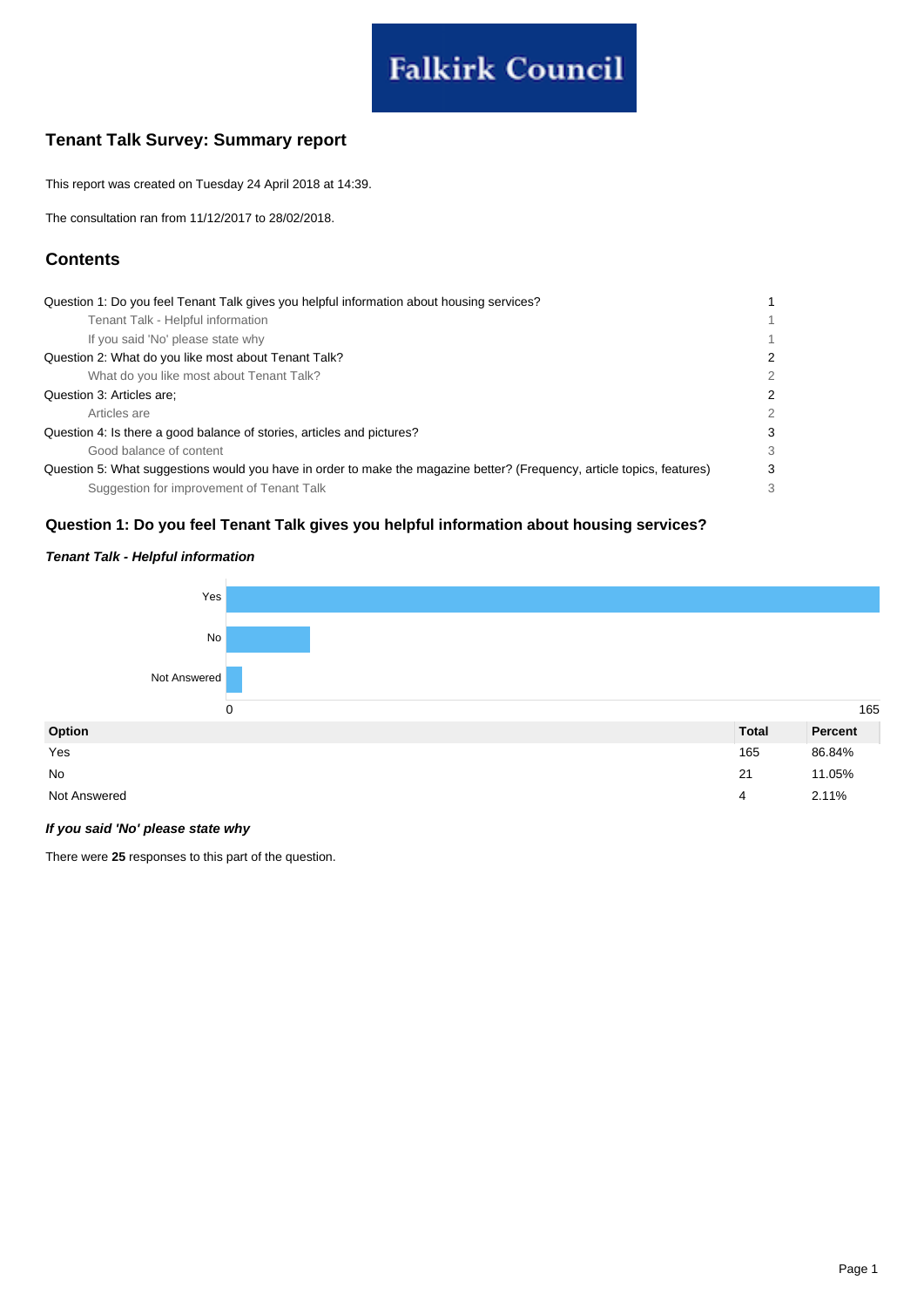Falkirk Council

# Tenant Talk Survey: Summary report

This report was created on Tuesday 24 April 2018 at 14:39.

The consultation ran from 11/12/2017 to 28/02/2018.

## Contents

| | |
|---|---|
| Question 1: Do you feel Tenant Talk gives you helpful information about housing services? | 1 |
| Tenant Talk - Helpful information | 1 |
| If you said 'No' please state why | 1 |
| Question 2: What do you like most about Tenant Talk? | 2 |
| What do you like most about Tenant Talk? | 2 |
| Question 3: Articles are; | 2 |
| Articles are | 2 |
| Question 4: Is there a good balance of stories, articles and pictures? | 3 |
| Good balance of content | 3 |
| Question 5: What suggestions would you have in order to make the magazine better? (Frequency, article topics, features) | 3 |
| Suggestion for improvement of Tenant Talk | 3 |

## Question 1: Do you feel Tenant Talk gives you helpful information about housing services?

### *Tenant Talk - Helpful information*

| Option | Total | Percent |
|---|---|---|
| Yes | 165 | 86.84% |
| No | 21 | 11.05% |
| Not Answered | 4 | 2.11% |

### *If you said 'No' please state why*

There were **25** responses to this part of the question.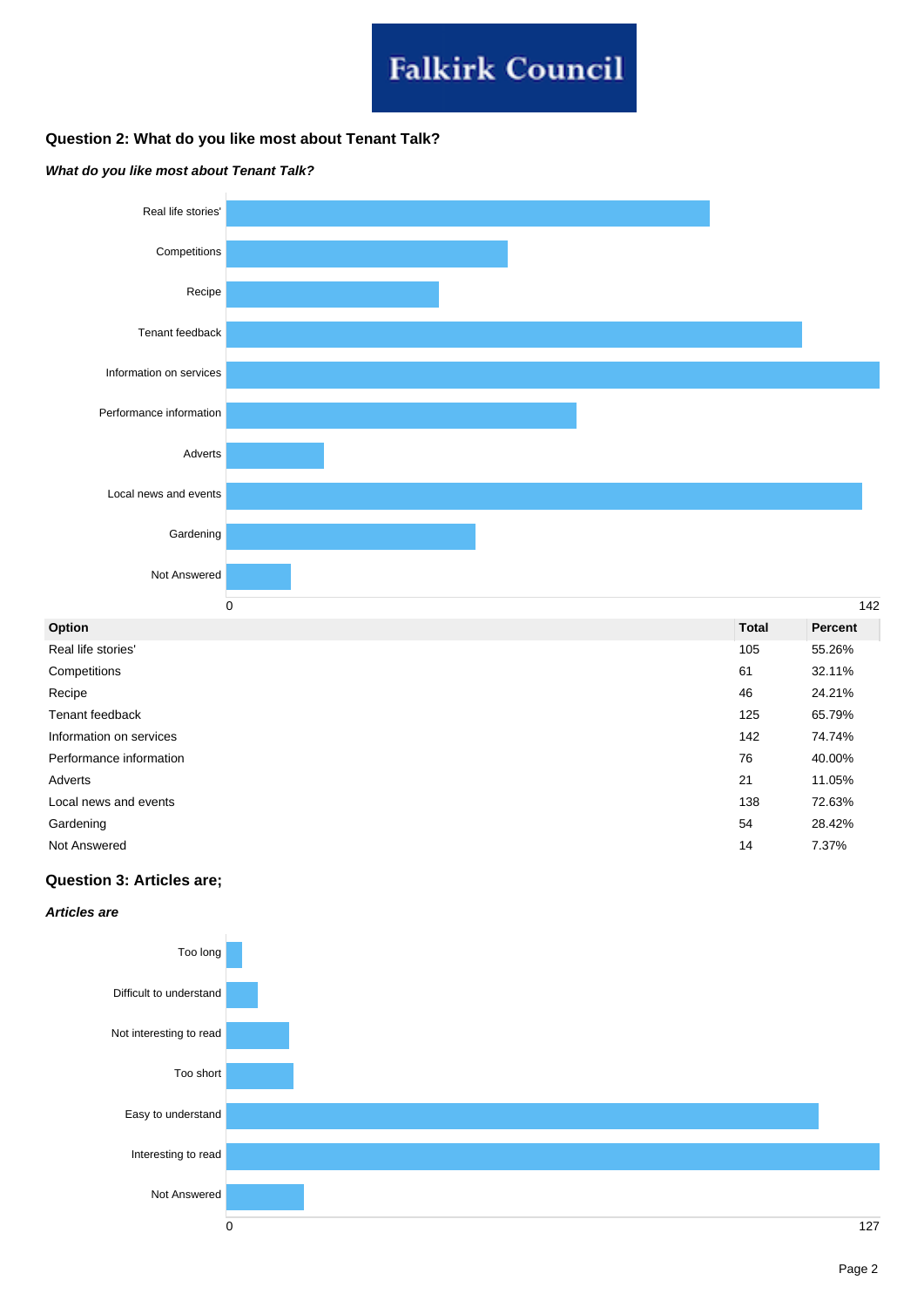Falkirk Council

## Question 2: What do you like most about Tenant Talk?

***What do you like most about Tenant Talk?***

| Option | Total | Percent |
|---|---|---|
| Real life stories' | 105 | 55.26% |
| Competitions | 61 | 32.11% |
| Recipe | 46 | 24.21% |
| Tenant feedback | 125 | 65.79% |
| Information on services | 142 | 74.74% |
| Performance information | 76 | 40.00% |
| Adverts | 21 | 11.05% |
| Local news and events | 138 | 72.63% |
| Gardening | 54 | 28.42% |
| Not Answered | 14 | 7.37% |

## Question 3: Articles are;

***Articles are***

Too long

Difficult to understand

Not interesting to read

Too short

Easy to understand

Interesting to read

Not Answered

0 — 127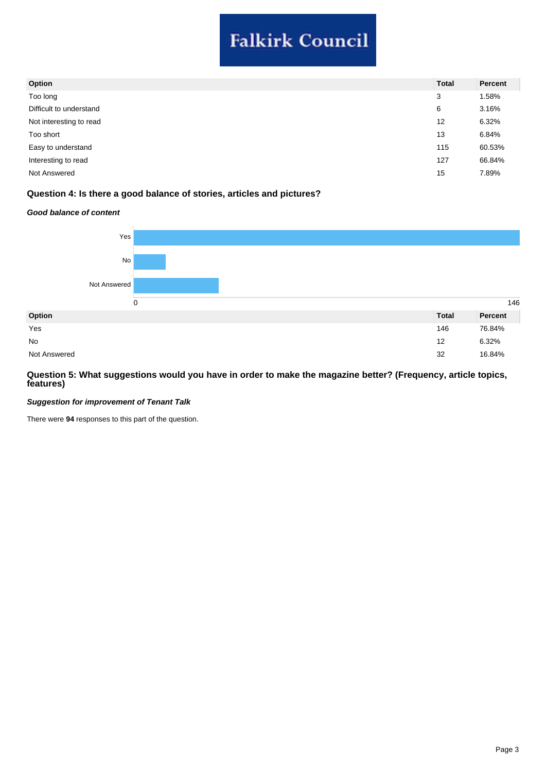Falkirk Council

| Option | Total | Percent |
|---|---|---|
| Too long | 3 | 1.58% |
| Difficult to understand | 6 | 3.16% |
| Not interesting to read | 12 | 6.32% |
| Too short | 13 | 6.84% |
| Easy to understand | 115 | 60.53% |
| Interesting to read | 127 | 66.84% |
| Not Answered | 15 | 7.89% |

### Question 4: Is there a good balance of stories, articles and pictures?

***Good balance of content***

Yes

No

Not Answered

0

146

| Option | Total | Percent |
|---|---|---|
| Yes | 146 | 76.84% |
| No | 12 | 6.32% |
| Not Answered | 32 | 16.84% |

### Question 5: What suggestions would you have in order to make the magazine better? (Frequency, article topics, features)

***Suggestion for improvement of Tenant Talk***

There were **94** responses to this part of the question.